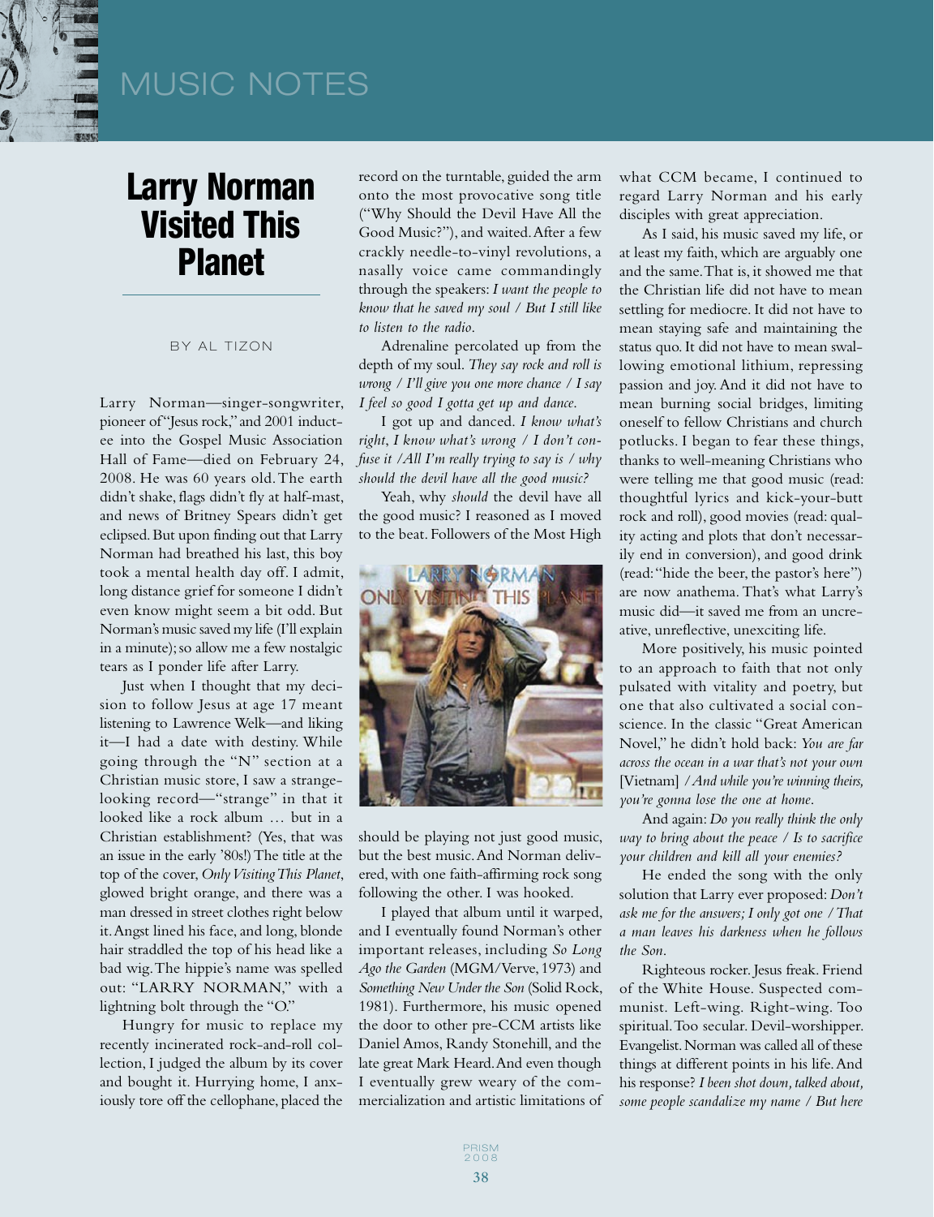MUSIC NOTES

# Larry Norman Visited This Planet

BY AL TIZON

Larry Norman—singer-songwriter, pioneer of "Jesus rock," and 2001 inductee into the Gospel Music Association Hall of Fame—died on February 24, 2008. He was 60 years old. The earth didn't shake, flags didn't fly at half-mast, and news of Britney Spears didn't get eclipsed. But upon finding out that Larry Norman had breathed his last, this boy took a mental health day off. I admit, long distance grief for someone I didn't even know might seem a bit odd. But Norman's music saved my life (I'll explain in a minute); so allow me a few nostalgic tears as I ponder life after Larry.

Just when I thought that my decision to follow Jesus at age 17 meant listening to Lawrence Welk—and liking it—I had a date with destiny. While going through the "N" section at a Christian music store, I saw a strange-looking record—"strange" in that it looked like a rock album … but in a Christian establishment? (Yes, that was an issue in the early '80s!) The title at the top of the cover, *Only Visiting This Planet*, glowed bright orange, and there was a man dressed in street clothes right below it. Angst lined his face, and long, blonde hair straddled the top of his head like a bad wig. The hippie's name was spelled out: "LARRY NORMAN," with a lightning bolt through the "O."

Hungry for music to replace my recently incinerated rock-and-roll collection, I judged the album by its cover and bought it. Hurrying home, I anxiously tore off the cellophane, placed the record on the turntable, guided the arm onto the most provocative song title ("Why Should the Devil Have All the Good Music?"), and waited. After a few crackly needle-to-vinyl revolutions, a nasally voice came commandingly through the speakers: *I want the people to know that he saved my soul / But I still like to listen to the radio.*

Adrenaline percolated up from the depth of my soul. *They say rock and roll is wrong / I'll give you one more chance / I say I feel so good I gotta get up and dance.*

I got up and danced. *I know what's right, I know what's wrong / I don't confuse it / All I'm really trying to say is / why should the devil have all the good music?*

Yeah, why *should* the devil have all the good music? I reasoned as I moved to the beat. Followers of the Most High should be playing not just good music, but the best music. And Norman delivered, with one faith-affirming rock song following the other. I was hooked.

I played that album until it warped, and I eventually found Norman's other important releases, including *So Long Ago the Garden* (MGM/Verve, 1973) and *Something New Under the Son* (Solid Rock, 1981). Furthermore, his music opened the door to other pre-CCM artists like Daniel Amos, Randy Stonehill, and the late great Mark Heard. And even though I eventually grew weary of the commercialization and artistic limitations of what CCM became, I continued to regard Larry Norman and his early disciples with great appreciation.

As I said, his music saved my life, or at least my faith, which are arguably one and the same. That is, it showed me that the Christian life did not have to mean settling for mediocre. It did not have to mean staying safe and maintaining the status quo. It did not have to mean swallowing emotional lithium, repressing passion and joy. And it did not have to mean burning social bridges, limiting oneself to fellow Christians and church potlucks. I began to fear these things, thanks to well-meaning Christians who were telling me that good music (read: thoughtful lyrics and kick-your-butt rock and roll), good movies (read: quality acting and plots that don't necessarily end in conversion), and good drink (read: "hide the beer, the pastor's here") are now anathema. That's what Larry's music did—it saved me from an uncreative, unreflective, unexciting life.

More positively, his music pointed to an approach to faith that not only pulsated with vitality and poetry, but one that also cultivated a social conscience. In the classic "Great American Novel," he didn't hold back: *You are far across the ocean in a war that's not your own* [Vietnam] */ And while you're winning theirs, you're gonna lose the one at home.*

And again: *Do you really think the only way to bring about the peace / Is to sacrifice your children and kill all your enemies?*

He ended the song with the only solution that Larry ever proposed: *Don't ask me for the answers; I only got one / That a man leaves his darkness when he follows the Son.*

Righteous rocker. Jesus freak. Friend of the White House. Suspected communist. Left-wing. Right-wing. Too spiritual. Too secular. Devil-worshipper. Evangelist. Norman was called all of these things at different points in his life. And his response? *I been shot down, talked about, some people scandalize my name / But here*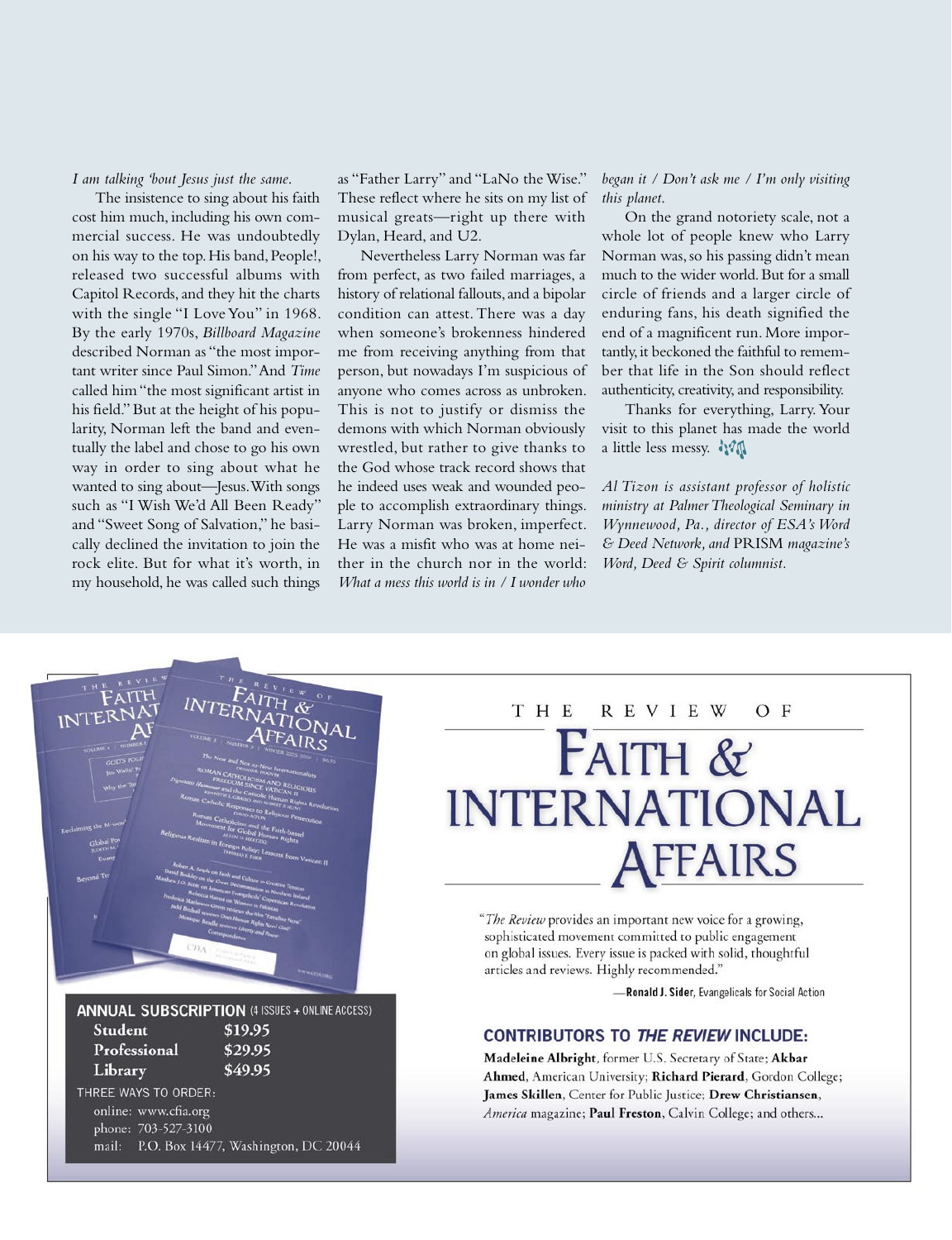*I am talking 'bout Jesus just the same.*

The insistence to sing about his faith cost him much, including his own commercial success. He was undoubtedly on his way to the top. His band, People!, released two successful albums with Capitol Records, and they hit the charts with the single "I Love You" in 1968. By the early 1970s, *Billboard Magazine* described Norman as "the most important writer since Paul Simon." And *Time* called him "the most significant artist in his field." But at the height of his popularity, Norman left the band and eventually the label and chose to go his own way in order to sing about what he wanted to sing about—Jesus. With songs such as "I Wish We'd All Been Ready" and "Sweet Song of Salvation," he basically declined the invitation to join the rock elite. But for what it's worth, in my household, he was called such things as "Father Larry" and "LaNo the Wise." These reflect where he sits on my list of musical greats—right up there with Dylan, Heard, and U2.

Nevertheless Larry Norman was far from perfect, as two failed marriages, a history of relational fallouts, and a bipolar condition can attest. There was a day when someone's brokenness hindered me from receiving anything from that person, but nowadays I'm suspicious of anyone who comes across as unbroken. This is not to justify or dismiss the demons with which Norman obviously wrestled, but rather to give thanks to the God whose track record shows that he indeed uses weak and wounded people to accomplish extraordinary things. Larry Norman was broken, imperfect. He was a misfit who was at home neither in the church nor in the world: *What a mess this world is in / I wonder who began it / Don't ask me / I'm only visiting this planet.*

On the grand notoriety scale, not a whole lot of people knew who Larry Norman was, so his passing didn't mean much to the wider world. But for a small circle of friends and a larger circle of enduring fans, his death signified the end of a magnificent run. More importantly, it beckoned the faithful to remember that life in the Son should reflect authenticity, creativity, and responsibility.

Thanks for everything, Larry. Your visit to this planet has made the world a little less messy.

*Al Tizon is assistant professor of holistic ministry at Palmer Theological Seminary in Wynnewood, Pa., director of ESA's Word & Deed Network, and* PRISM *magazine's Word, Deed & Spirit columnist.*

---

# THE REVIEW OF FAITH & INTERNATIONAL AFFAIRS

"*The Review* provides an important new voice for a growing, sophisticated movement committed to public engagement on global issues. Every issue is packed with solid, thoughtful articles and reviews. Highly recommended."

—**Ronald J. Sider**, Evangelicals for Social Action

## CONTRIBUTORS TO *THE REVIEW* INCLUDE:

**Madeleine Albright**, former U.S. Secretary of State; **Akbar Ahmed**, American University; **Richard Pierard**, Gordon College; **James Skillen**, Center for Public Justice; **Drew Christiansen**, *America* magazine; **Paul Freston**, Calvin College; and others...

**ANNUAL SUBSCRIPTION** (4 ISSUES + ONLINE ACCESS)

| | |
|---|---|
| Student | $19.95 |
| Professional | $29.95 |
| Library | $49.95 |

THREE WAYS TO ORDER:

online: www.cfia.org
phone: 703-527-3100
mail: P.O. Box 14477, Washington, DC 20044